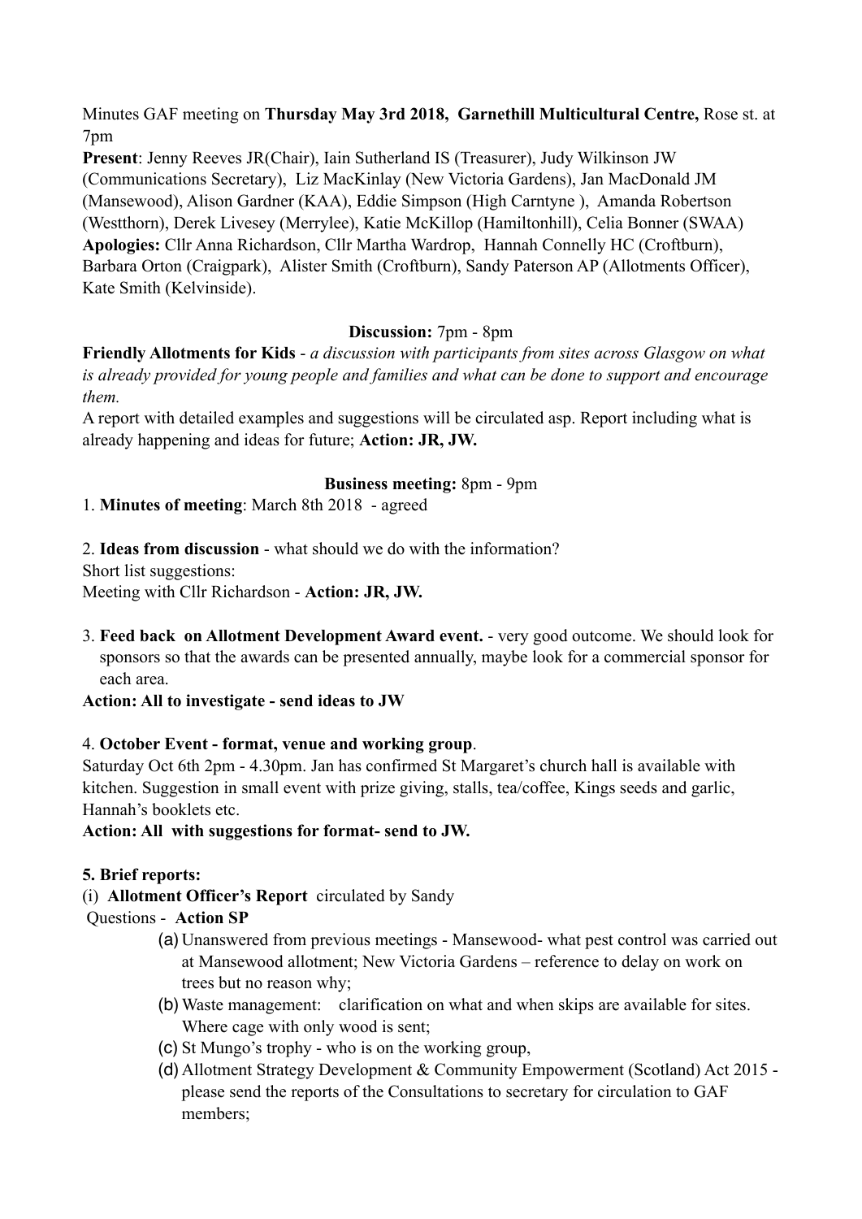Minutes GAF meeting on **Thursday May 3rd 2018, Garnethill Multicultural Centre,** Rose st. at 7pm

**Present**: Jenny Reeves JR(Chair), Iain Sutherland IS (Treasurer), Judy Wilkinson JW (Communications Secretary), Liz MacKinlay (New Victoria Gardens), Jan MacDonald JM (Mansewood), Alison Gardner (KAA), Eddie Simpson (High Carntyne ), Amanda Robertson (Westthorn), Derek Livesey (Merrylee), Katie McKillop (Hamiltonhill), Celia Bonner (SWAA)
**Apologies:** Cllr Anna Richardson, Cllr Martha Wardrop, Hannah Connelly HC (Croftburn), Barbara Orton (Craigpark), Alister Smith (Croftburn), Sandy Paterson AP (Allotments Officer), Kate Smith (Kelvinside).

**Discussion:** 7pm - 8pm

**Friendly Allotments for Kids** - *a discussion with participants from sites across Glasgow on what is already provided for young people and families and what can be done to support and encourage them.*

A report with detailed examples and suggestions will be circulated asp. Report including what is already happening and ideas for future; **Action: JR, JW.**

**Business meeting:** 8pm - 9pm

1. **Minutes of meeting**: March 8th 2018 - agreed

2. **Ideas from discussion** - what should we do with the information?

Short list suggestions:

Meeting with Cllr Richardson - **Action: JR, JW.**

3. **Feed back on Allotment Development Award event.** - very good outcome. We should look for sponsors so that the awards can be presented annually, maybe look for a commercial sponsor for each area.

**Action: All to investigate - send ideas to JW**

4. **October Event - format, venue and working group**.

Saturday Oct 6th 2pm - 4.30pm. Jan has confirmed St Margaret's church hall is available with kitchen. Suggestion in small event with prize giving, stalls, tea/coffee, Kings seeds and garlic, Hannah's booklets etc.

**Action: All with suggestions for format- send to JW.**

**5. Brief reports:**

(i) **Allotment Officer's Report** circulated by Sandy

Questions - **Action SP**

(a) Unanswered from previous meetings - Mansewood- what pest control was carried out at Mansewood allotment; New Victoria Gardens – reference to delay on work on trees but no reason why;
(b) Waste management: clarification on what and when skips are available for sites. Where cage with only wood is sent;
(c) St Mungo's trophy - who is on the working group,
(d) Allotment Strategy Development & Community Empowerment (Scotland) Act 2015 - please send the reports of the Consultations to secretary for circulation to GAF members;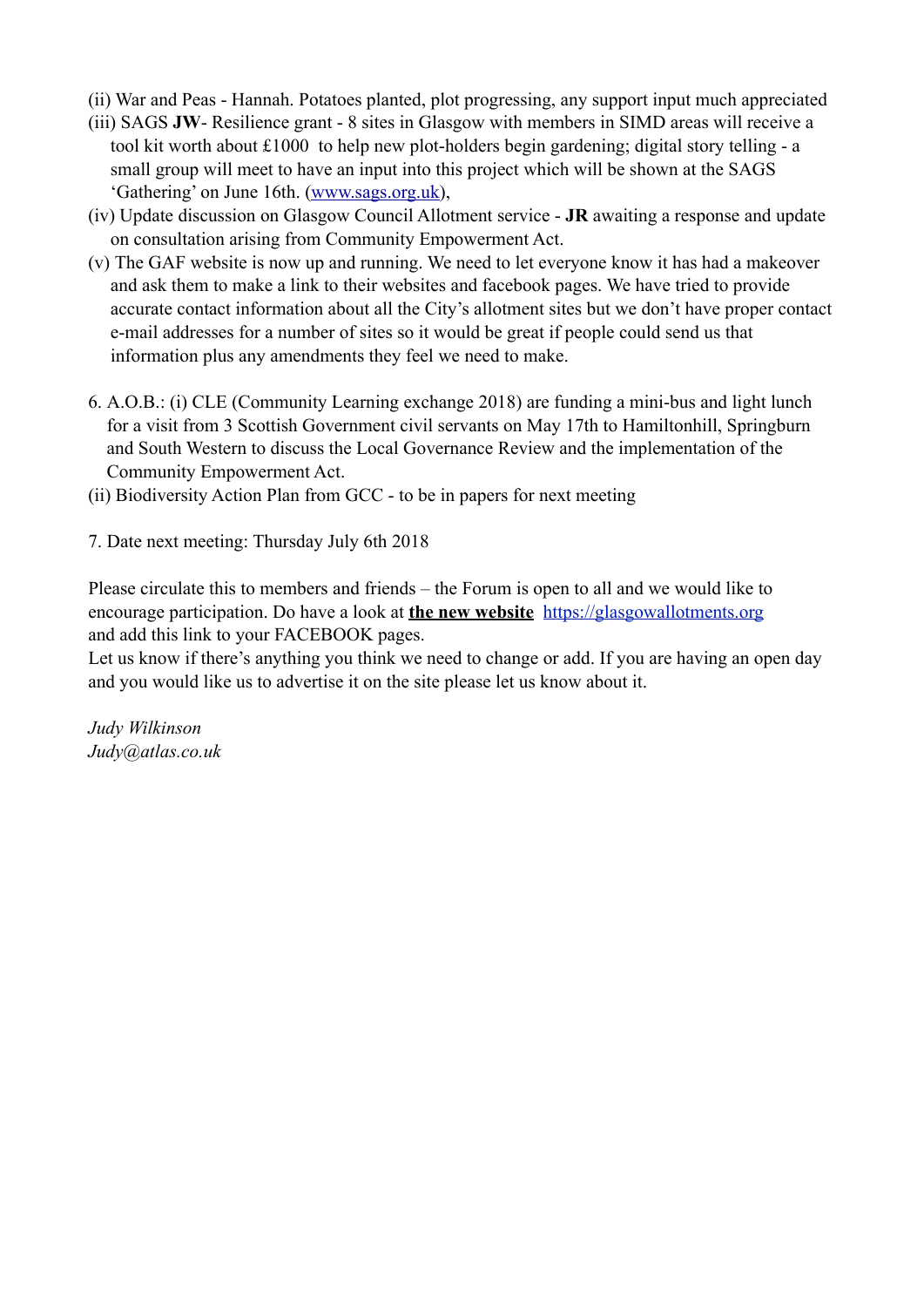(ii) War and Peas - Hannah. Potatoes planted, plot progressing, any support input much appreciated

(iii) SAGS **JW**- Resilience grant - 8 sites in Glasgow with members in SIMD areas will receive a tool kit worth about £1000 to help new plot-holders begin gardening; digital story telling - a small group will meet to have an input into this project which will be shown at the SAGS 'Gathering' on June 16th. ([www.sags.org.uk](http://www.sags.org.uk)),

(iv) Update discussion on Glasgow Council Allotment service - **JR** awaiting a response and update on consultation arising from Community Empowerment Act.

(v) The GAF website is now up and running. We need to let everyone know it has had a makeover and ask them to make a link to their websites and facebook pages. We have tried to provide accurate contact information about all the City's allotment sites but we don't have proper contact e-mail addresses for a number of sites so it would be great if people could send us that information plus any amendments they feel we need to make.

6. A.O.B.: (i) CLE (Community Learning exchange 2018) are funding a mini-bus and light lunch for a visit from 3 Scottish Government civil servants on May 17th to Hamiltonhill, Springburn and South Western to discuss the Local Governance Review and the implementation of the Community Empowerment Act.

(ii) Biodiversity Action Plan from GCC - to be in papers for next meeting

7. Date next meeting: Thursday July 6th 2018

Please circulate this to members and friends – the Forum is open to all and we would like to encourage participation. Do have a look at **the new website** [https://glasgowallotments.org](https://glasgowallotments.org) and add this link to your FACEBOOK pages.
Let us know if there's anything you think we need to change or add. If you are having an open day and you would like us to advertise it on the site please let us know about it.

*Judy Wilkinson*
*Judy@atlas.co.uk*